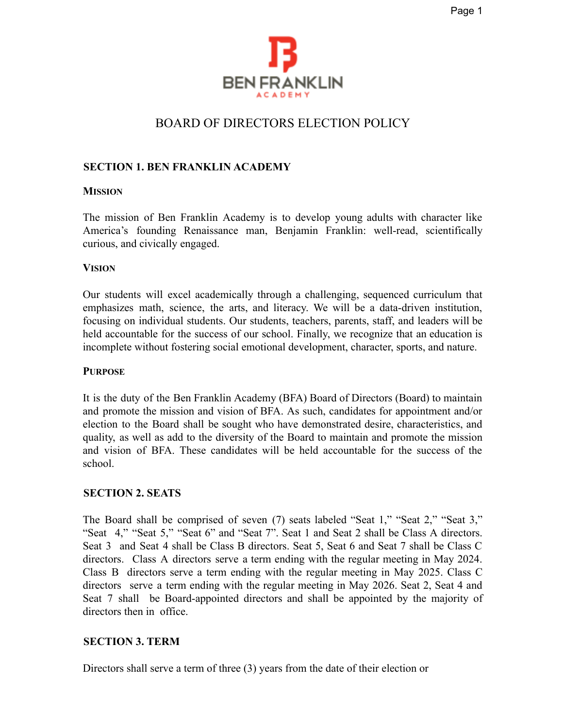BEN FRANKLIN
ACADEMY

# BOARD OF DIRECTORS ELECTION POLICY

## SECTION 1. BEN FRANKLIN ACADEMY

### MISSION

The mission of Ben Franklin Academy is to develop young adults with character like America's founding Renaissance man, Benjamin Franklin: well-read, scientifically curious, and civically engaged.

### VISION

Our students will excel academically through a challenging, sequenced curriculum that emphasizes math, science, the arts, and literacy. We will be a data-driven institution, focusing on individual students. Our students, teachers, parents, staff, and leaders will be held accountable for the success of our school. Finally, we recognize that an education is incomplete without fostering social emotional development, character, sports, and nature.

### PURPOSE

It is the duty of the Ben Franklin Academy (BFA) Board of Directors (Board) to maintain and promote the mission and vision of BFA. As such, candidates for appointment and/or election to the Board shall be sought who have demonstrated desire, characteristics, and quality, as well as add to the diversity of the Board to maintain and promote the mission and vision of BFA. These candidates will be held accountable for the success of the school.

## SECTION 2. SEATS

The Board shall be comprised of seven (7) seats labeled "Seat 1," "Seat 2," "Seat 3," "Seat 4," "Seat 5," "Seat 6" and "Seat 7". Seat 1 and Seat 2 shall be Class A directors. Seat 3 and Seat 4 shall be Class B directors. Seat 5, Seat 6 and Seat 7 shall be Class C directors. Class A directors serve a term ending with the regular meeting in May 2024. Class B directors serve a term ending with the regular meeting in May 2025. Class C directors serve a term ending with the regular meeting in May 2026. Seat 2, Seat 4 and Seat 7 shall be Board-appointed directors and shall be appointed by the majority of directors then in office.

## SECTION 3. TERM

Directors shall serve a term of three (3) years from the date of their election or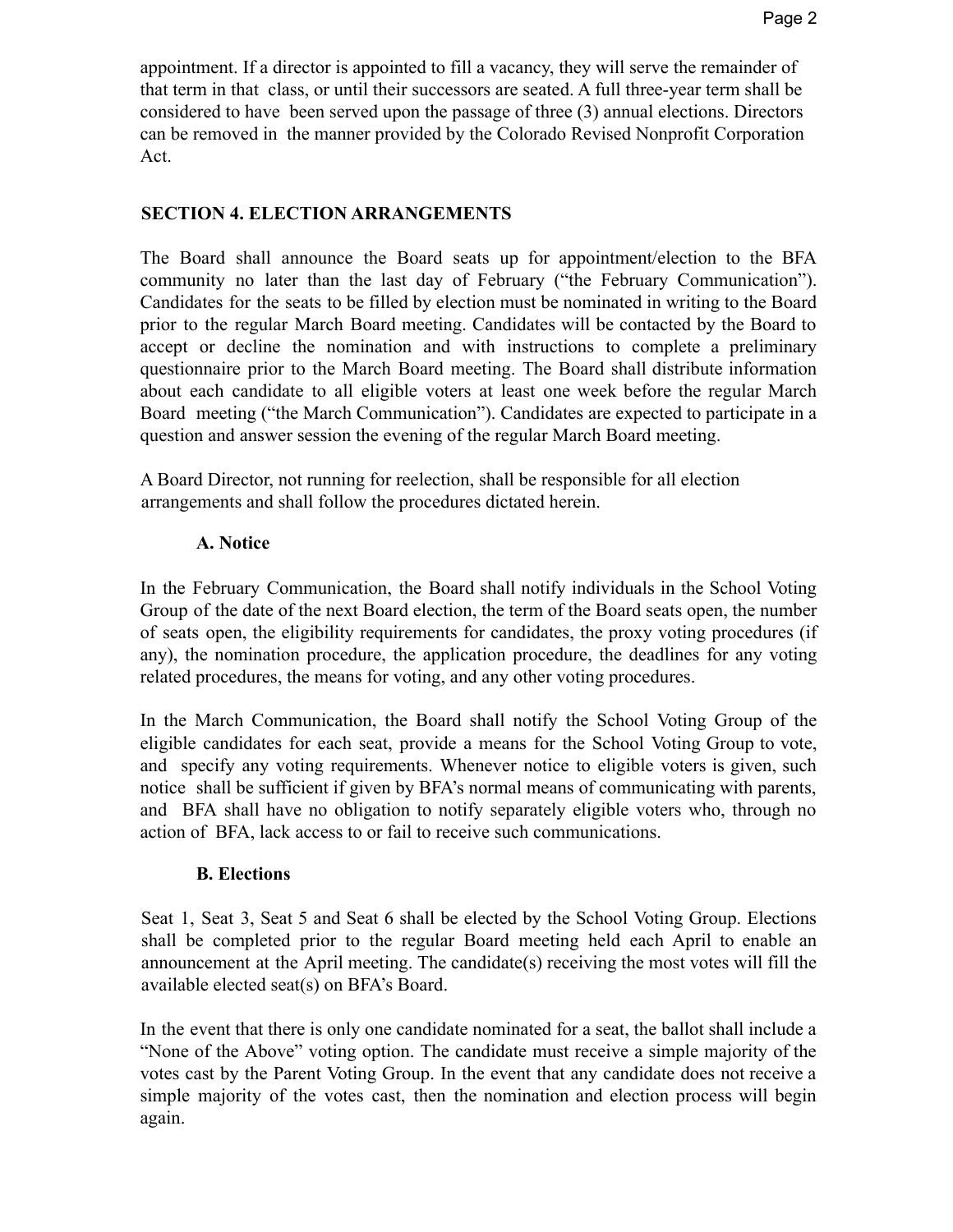appointment. If a director is appointed to fill a vacancy, they will serve the remainder of that term in that class, or until their successors are seated. A full three-year term shall be considered to have been served upon the passage of three (3) annual elections. Directors can be removed in the manner provided by the Colorado Revised Nonprofit Corporation Act.

## SECTION 4. ELECTION ARRANGEMENTS

The Board shall announce the Board seats up for appointment/election to the BFA community no later than the last day of February ("the February Communication"). Candidates for the seats to be filled by election must be nominated in writing to the Board prior to the regular March Board meeting. Candidates will be contacted by the Board to accept or decline the nomination and with instructions to complete a preliminary questionnaire prior to the March Board meeting. The Board shall distribute information about each candidate to all eligible voters at least one week before the regular March Board meeting ("the March Communication"). Candidates are expected to participate in a question and answer session the evening of the regular March Board meeting.

A Board Director, not running for reelection, shall be responsible for all election arrangements and shall follow the procedures dictated herein.

### A. Notice

In the February Communication, the Board shall notify individuals in the School Voting Group of the date of the next Board election, the term of the Board seats open, the number of seats open, the eligibility requirements for candidates, the proxy voting procedures (if any), the nomination procedure, the application procedure, the deadlines for any voting related procedures, the means for voting, and any other voting procedures.

In the March Communication, the Board shall notify the School Voting Group of the eligible candidates for each seat, provide a means for the School Voting Group to vote, and specify any voting requirements. Whenever notice to eligible voters is given, such notice shall be sufficient if given by BFA's normal means of communicating with parents, and BFA shall have no obligation to notify separately eligible voters who, through no action of BFA, lack access to or fail to receive such communications.

### B. Elections

Seat 1, Seat 3, Seat 5 and Seat 6 shall be elected by the School Voting Group. Elections shall be completed prior to the regular Board meeting held each April to enable an announcement at the April meeting. The candidate(s) receiving the most votes will fill the available elected seat(s) on BFA's Board.

In the event that there is only one candidate nominated for a seat, the ballot shall include a "None of the Above" voting option. The candidate must receive a simple majority of the votes cast by the Parent Voting Group. In the event that any candidate does not receive a simple majority of the votes cast, then the nomination and election process will begin again.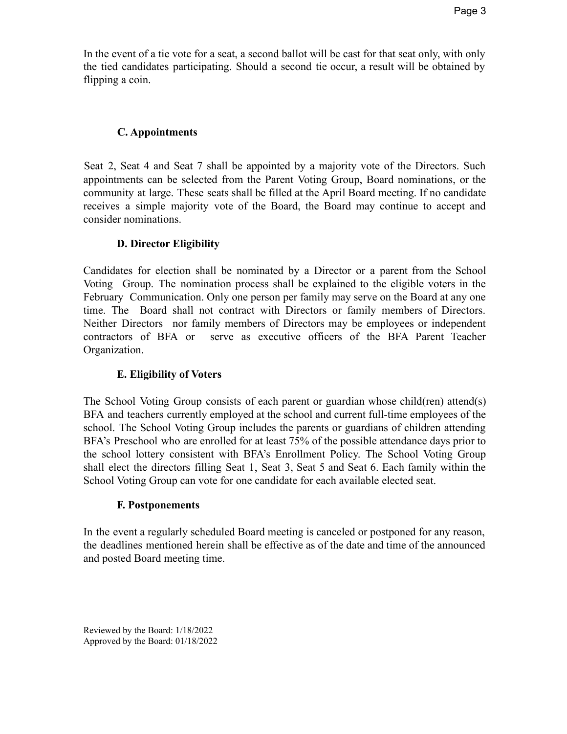In the event of a tie vote for a seat, a second ballot will be cast for that seat only, with only the tied candidates participating. Should a second tie occur, a result will be obtained by flipping a coin.

### C. Appointments

Seat 2, Seat 4 and Seat 7 shall be appointed by a majority vote of the Directors. Such appointments can be selected from the Parent Voting Group, Board nominations, or the community at large. These seats shall be filled at the April Board meeting. If no candidate receives a simple majority vote of the Board, the Board may continue to accept and consider nominations.

### D. Director Eligibility

Candidates for election shall be nominated by a Director or a parent from the School Voting Group. The nomination process shall be explained to the eligible voters in the February Communication. Only one person per family may serve on the Board at any one time. The Board shall not contract with Directors or family members of Directors. Neither Directors nor family members of Directors may be employees or independent contractors of BFA or serve as executive officers of the BFA Parent Teacher Organization.

### E. Eligibility of Voters

The School Voting Group consists of each parent or guardian whose child(ren) attend(s) BFA and teachers currently employed at the school and current full-time employees of the school. The School Voting Group includes the parents or guardians of children attending BFA's Preschool who are enrolled for at least 75% of the possible attendance days prior to the school lottery consistent with BFA's Enrollment Policy. The School Voting Group shall elect the directors filling Seat 1, Seat 3, Seat 5 and Seat 6. Each family within the School Voting Group can vote for one candidate for each available elected seat.

### F. Postponements

In the event a regularly scheduled Board meeting is canceled or postponed for any reason, the deadlines mentioned herein shall be effective as of the date and time of the announced and posted Board meeting time.

Reviewed by the Board: 1/18/2022
Approved by the Board: 01/18/2022